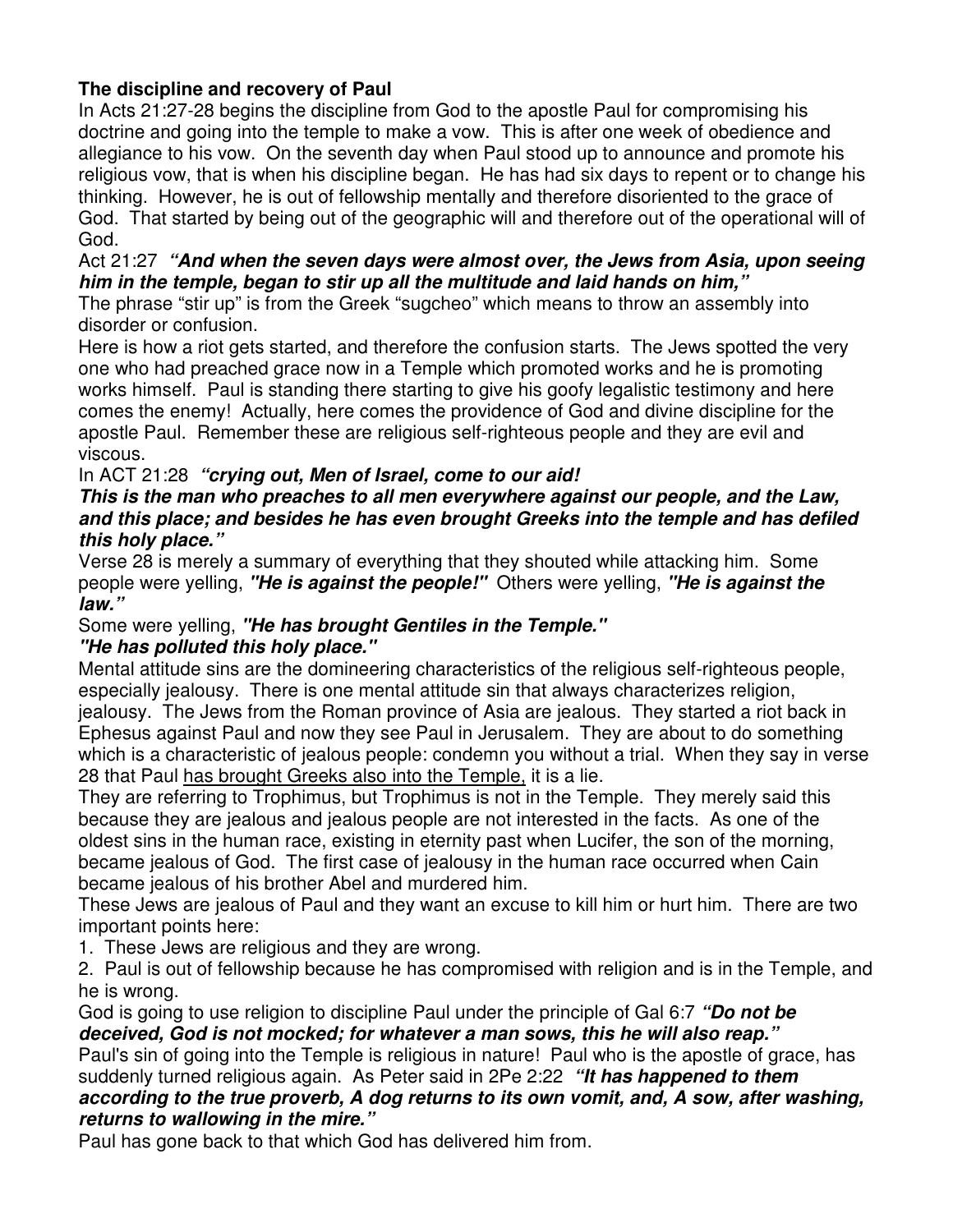**The discipline and recovery of Paul**

In Acts 21:27-28 begins the discipline from God to the apostle Paul for compromising his doctrine and going into the temple to make a vow. This is after one week of obedience and allegiance to his vow. On the seventh day when Paul stood up to announce and promote his religious vow, that is when his discipline began. He has had six days to repent or to change his thinking. However, he is out of fellowship mentally and therefore disoriented to the grace of God. That started by being out of the geographic will and therefore out of the operational will of God.

Act 21:27 ***"And when the seven days were almost over, the Jews from Asia, upon seeing him in the temple, began to stir up all the multitude and laid hands on him,"***

The phrase "stir up" is from the Greek "sugcheo" which means to throw an assembly into disorder or confusion.

Here is how a riot gets started, and therefore the confusion starts. The Jews spotted the very one who had preached grace now in a Temple which promoted works and he is promoting works himself. Paul is standing there starting to give his goofy legalistic testimony and here comes the enemy! Actually, here comes the providence of God and divine discipline for the apostle Paul. Remember these are religious self-righteous people and they are evil and viscous.

In ACT 21:28 ***"crying out, Men of Israel, come to our aid!***
***This is the man who preaches to all men everywhere against our people, and the Law, and this place; and besides he has even brought Greeks into the temple and has defiled this holy place."***

Verse 28 is merely a summary of everything that they shouted while attacking him. Some people were yelling, ***"He is against the people!"*** Others were yelling, ***"He is against the law."***

Some were yelling, ***"He has brought Gentiles in the Temple."***
***"He has polluted this holy place."***

Mental attitude sins are the domineering characteristics of the religious self-righteous people, especially jealousy. There is one mental attitude sin that always characterizes religion, jealousy. The Jews from the Roman province of Asia are jealous. They started a riot back in Ephesus against Paul and now they see Paul in Jerusalem. They are about to do something which is a characteristic of jealous people: condemn you without a trial. When they say in verse 28 that Paul <u>has brought Greeks also into the Temple,</u> it is a lie.

They are referring to Trophimus, but Trophimus is not in the Temple. They merely said this because they are jealous and jealous people are not interested in the facts. As one of the oldest sins in the human race, existing in eternity past when Lucifer, the son of the morning, became jealous of God. The first case of jealousy in the human race occurred when Cain became jealous of his brother Abel and murdered him.

These Jews are jealous of Paul and they want an excuse to kill him or hurt him. There are two important points here:

1. These Jews are religious and they are wrong.
2. Paul is out of fellowship because he has compromised with religion and is in the Temple, and he is wrong.

God is going to use religion to discipline Paul under the principle of Gal 6:7 ***"Do not be deceived, God is not mocked; for whatever a man sows, this he will also reap."***

Paul's sin of going into the Temple is religious in nature! Paul who is the apostle of grace, has suddenly turned religious again. As Peter said in 2Pe 2:22 ***"It has happened to them according to the true proverb, A dog returns to its own vomit, and, A sow, after washing, returns to wallowing in the mire."***

Paul has gone back to that which God has delivered him from.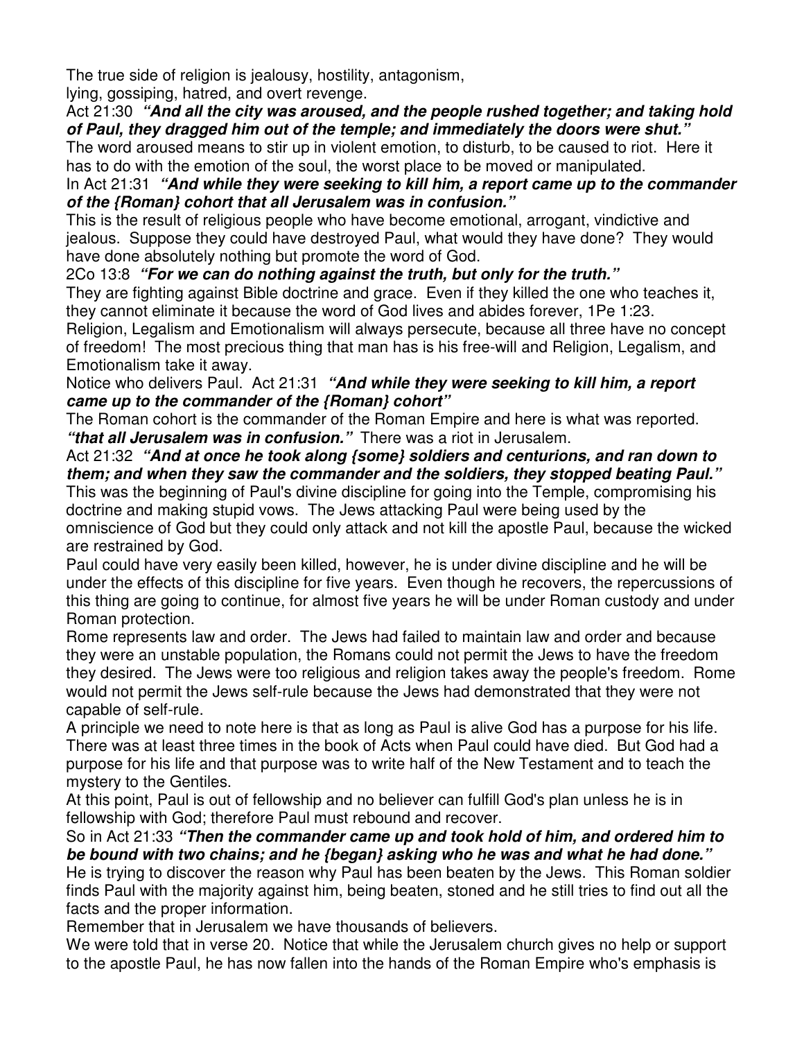The true side of religion is jealousy, hostility, antagonism,
lying, gossiping, hatred, and overt revenge.

Act 21:30 ***"And all the city was aroused, and the people rushed together; and taking hold of Paul, they dragged him out of the temple; and immediately the doors were shut."***

The word aroused means to stir up in violent emotion, to disturb, to be caused to riot. Here it has to do with the emotion of the soul, the worst place to be moved or manipulated.

In Act 21:31 ***"And while they were seeking to kill him, a report came up to the commander of the {Roman} cohort that all Jerusalem was in confusion."***

This is the result of religious people who have become emotional, arrogant, vindictive and jealous. Suppose they could have destroyed Paul, what would they have done? They would have done absolutely nothing but promote the word of God.

2Co 13:8 ***"For we can do nothing against the truth, but only for the truth."***

They are fighting against Bible doctrine and grace. Even if they killed the one who teaches it, they cannot eliminate it because the word of God lives and abides forever, 1Pe 1:23.

Religion, Legalism and Emotionalism will always persecute, because all three have no concept of freedom! The most precious thing that man has is his free-will and Religion, Legalism, and Emotionalism take it away.

Notice who delivers Paul. Act 21:31 ***"And while they were seeking to kill him, a report came up to the commander of the {Roman} cohort"***

The Roman cohort is the commander of the Roman Empire and here is what was reported. ***"that all Jerusalem was in confusion."*** There was a riot in Jerusalem.

Act 21:32 ***"And at once he took along {some} soldiers and centurions, and ran down to them; and when they saw the commander and the soldiers, they stopped beating Paul."***

This was the beginning of Paul's divine discipline for going into the Temple, compromising his doctrine and making stupid vows. The Jews attacking Paul were being used by the omniscience of God but they could only attack and not kill the apostle Paul, because the wicked are restrained by God.

Paul could have very easily been killed, however, he is under divine discipline and he will be under the effects of this discipline for five years. Even though he recovers, the repercussions of this thing are going to continue, for almost five years he will be under Roman custody and under Roman protection.

Rome represents law and order. The Jews had failed to maintain law and order and because they were an unstable population, the Romans could not permit the Jews to have the freedom they desired. The Jews were too religious and religion takes away the people's freedom. Rome would not permit the Jews self-rule because the Jews had demonstrated that they were not capable of self-rule.

A principle we need to note here is that as long as Paul is alive God has a purpose for his life. There was at least three times in the book of Acts when Paul could have died. But God had a purpose for his life and that purpose was to write half of the New Testament and to teach the mystery to the Gentiles.

At this point, Paul is out of fellowship and no believer can fulfill God's plan unless he is in fellowship with God; therefore Paul must rebound and recover.

So in Act 21:33 ***"Then the commander came up and took hold of him, and ordered him to be bound with two chains; and he {began} asking who he was and what he had done."***

He is trying to discover the reason why Paul has been beaten by the Jews. This Roman soldier finds Paul with the majority against him, being beaten, stoned and he still tries to find out all the facts and the proper information.

Remember that in Jerusalem we have thousands of believers.

We were told that in verse 20. Notice that while the Jerusalem church gives no help or support to the apostle Paul, he has now fallen into the hands of the Roman Empire who's emphasis is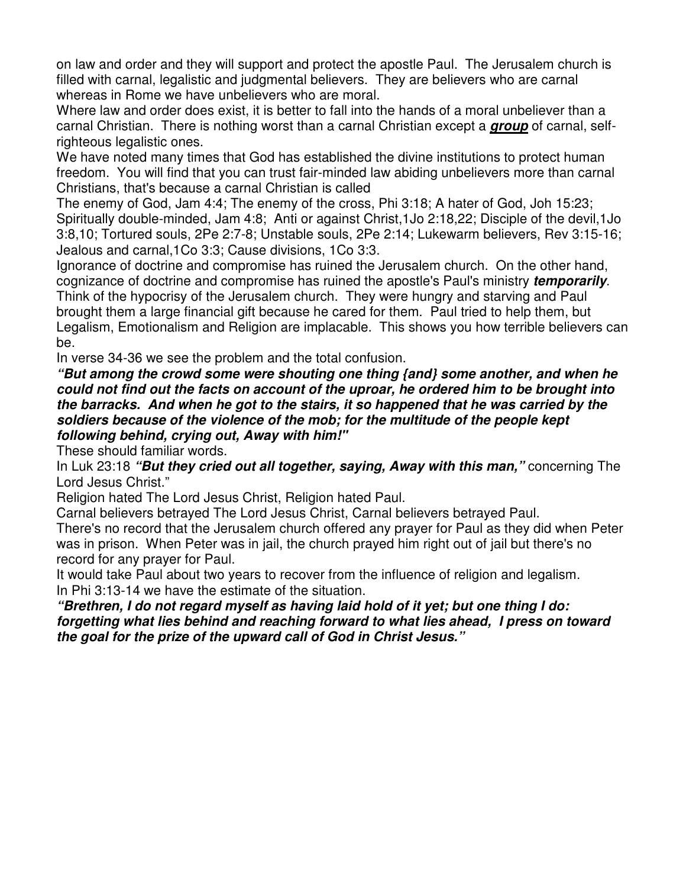on law and order and they will support and protect the apostle Paul. The Jerusalem church is filled with carnal, legalistic and judgmental believers. They are believers who are carnal whereas in Rome we have unbelievers who are moral.

Where law and order does exist, it is better to fall into the hands of a moral unbeliever than a carnal Christian. There is nothing worst than a carnal Christian except a ***group*** of carnal, self-righteous legalistic ones.

We have noted many times that God has established the divine institutions to protect human freedom. You will find that you can trust fair-minded law abiding unbelievers more than carnal Christians, that's because a carnal Christian is called

The enemy of God, Jam 4:4; The enemy of the cross, Phi 3:18; A hater of God, Joh 15:23; Spiritually double-minded, Jam 4:8; Anti or against Christ,1Jo 2:18,22; Disciple of the devil,1Jo 3:8,10; Tortured souls, 2Pe 2:7-8; Unstable souls, 2Pe 2:14; Lukewarm believers, Rev 3:15-16; Jealous and carnal,1Co 3:3; Cause divisions, 1Co 3:3.

Ignorance of doctrine and compromise has ruined the Jerusalem church. On the other hand, cognizance of doctrine and compromise has ruined the apostle's Paul's ministry ***temporarily***.

Think of the hypocrisy of the Jerusalem church. They were hungry and starving and Paul brought them a large financial gift because he cared for them. Paul tried to help them, but Legalism, Emotionalism and Religion are implacable. This shows you how terrible believers can be.

In verse 34-36 we see the problem and the total confusion.

***"But among the crowd some were shouting one thing {and} some another, and when he could not find out the facts on account of the uproar, he ordered him to be brought into the barracks. And when he got to the stairs, it so happened that he was carried by the soldiers because of the violence of the mob; for the multitude of the people kept following behind, crying out, Away with him!"***

These should familiar words.

In Luk 23:18 ***"But they cried out all together, saying, Away with this man,"*** concerning The Lord Jesus Christ."

Religion hated The Lord Jesus Christ, Religion hated Paul.

Carnal believers betrayed The Lord Jesus Christ, Carnal believers betrayed Paul.

There's no record that the Jerusalem church offered any prayer for Paul as they did when Peter was in prison. When Peter was in jail, the church prayed him right out of jail but there's no record for any prayer for Paul.

It would take Paul about two years to recover from the influence of religion and legalism.

In Phi 3:13-14 we have the estimate of the situation.

***"Brethren, I do not regard myself as having laid hold of it yet; but one thing I do: forgetting what lies behind and reaching forward to what lies ahead, I press on toward the goal for the prize of the upward call of God in Christ Jesus."***